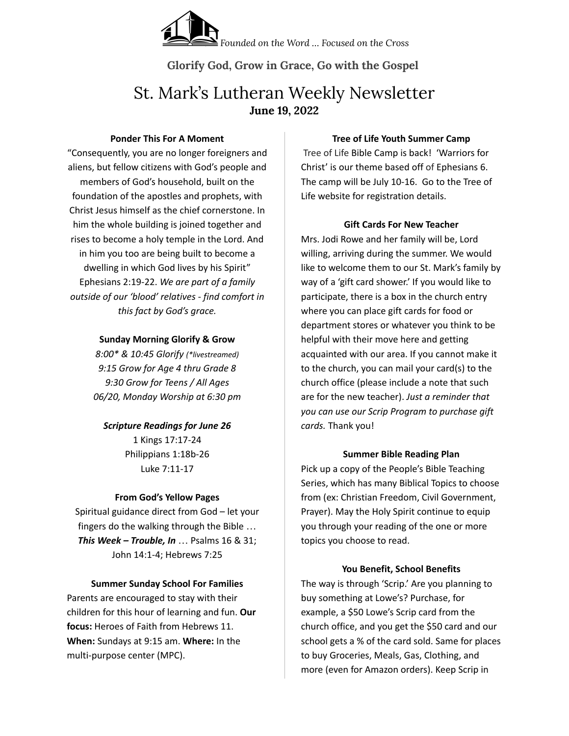*Founded on the Word … Focused on the Cross*

**Glorify God, Grow in Grace, Go with the Gospel**

# St. Mark's Lutheran Weekly Newsletter

**June 19, 2022**

### Ponder This For A Moment

"Consequently, you are no longer foreigners and aliens, but fellow citizens with God's people and members of God's household, built on the foundation of the apostles and prophets, with Christ Jesus himself as the chief cornerstone. In him the whole building is joined together and rises to become a holy temple in the Lord. And in him you too are being built to become a dwelling in which God lives by his Spirit" Ephesians 2:19-22. *We are part of a family outside of our 'blood' relatives - find comfort in this fact by God's grace.*

### Sunday Morning Glorify & Grow

*8:00\* & 10:45 Glorify (\*livestreamed)*
*9:15 Grow for Age 4 thru Grade 8*
*9:30 Grow for Teens / All Ages*
*06/20, Monday Worship at 6:30 pm*

### *Scripture Readings for June 26*

1 Kings 17:17-24
Philippians 1:18b-26
Luke 7:11-17

### From God's Yellow Pages

Spiritual guidance direct from God – let your fingers do the walking through the Bible … ***This Week – Trouble, In*** … Psalms 16 & 31; John 14:1-4; Hebrews 7:25

### Summer Sunday School For Families

Parents are encouraged to stay with their children for this hour of learning and fun. **Our focus:** Heroes of Faith from Hebrews 11. **When:** Sundays at 9:15 am. **Where:** In the multi-purpose center (MPC).

### Tree of Life Youth Summer Camp

Tree of Life Bible Camp is back! 'Warriors for Christ' is our theme based off of Ephesians 6. The camp will be July 10-16. Go to the Tree of Life website for registration details.

### Gift Cards For New Teacher

Mrs. Jodi Rowe and her family will be, Lord willing, arriving during the summer. We would like to welcome them to our St. Mark's family by way of a 'gift card shower.' If you would like to participate, there is a box in the church entry where you can place gift cards for food or department stores or whatever you think to be helpful with their move here and getting acquainted with our area. If you cannot make it to the church, you can mail your card(s) to the church office (please include a note that such are for the new teacher). *Just a reminder that you can use our Scrip Program to purchase gift cards.* Thank you!

### Summer Bible Reading Plan

Pick up a copy of the People's Bible Teaching Series, which has many Biblical Topics to choose from (ex: Christian Freedom, Civil Government, Prayer). May the Holy Spirit continue to equip you through your reading of the one or more topics you choose to read.

### You Benefit, School Benefits

The way is through 'Scrip.' Are you planning to buy something at Lowe's? Purchase, for example, a $50 Lowe's Scrip card from the church office, and you get the $50 card and our school gets a % of the card sold. Same for places to buy Groceries, Meals, Gas, Clothing, and more (even for Amazon orders). Keep Scrip in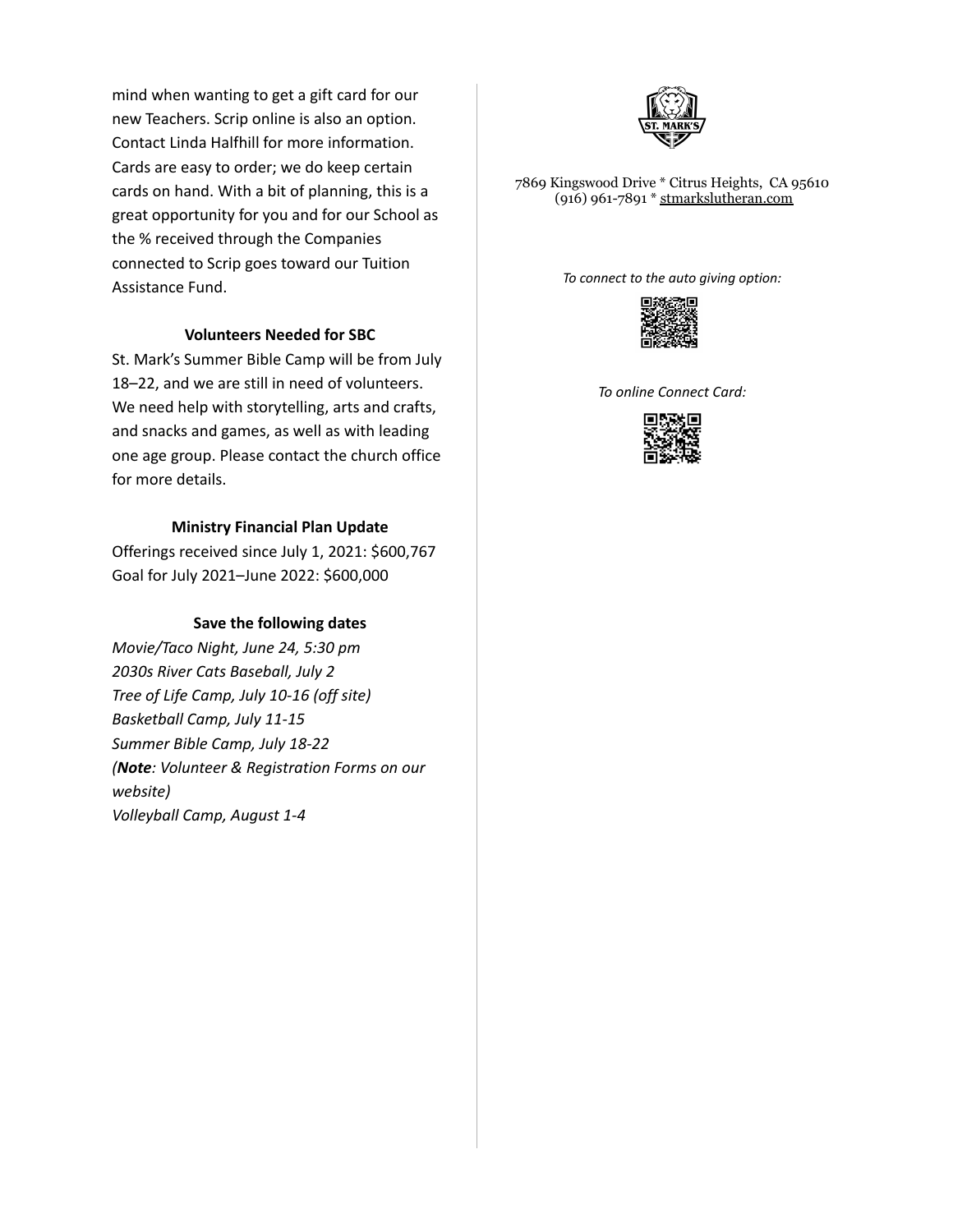mind when wanting to get a gift card for our new Teachers. Scrip online is also an option. Contact Linda Halfhill for more information. Cards are easy to order; we do keep certain cards on hand. With a bit of planning, this is a great opportunity for you and for our School as the % received through the Companies connected to Scrip goes toward our Tuition Assistance Fund.

**Volunteers Needed for SBC**

St. Mark's Summer Bible Camp will be from July 18–22, and we are still in need of volunteers. We need help with storytelling, arts and crafts, and snacks and games, as well as with leading one age group. Please contact the church office for more details.

**Ministry Financial Plan Update**

Offerings received since July 1, 2021: $600,767
Goal for July 2021–June 2022: $600,000

**Save the following dates**

*Movie/Taco Night, June 24, 5:30 pm*
*2030s River Cats Baseball, July 2*
*Tree of Life Camp, July 10-16 (off site)*
*Basketball Camp, July 11-15*
*Summer Bible Camp, July 18-22*
*(**Note**: Volunteer & Registration Forms on our website)*
*Volleyball Camp, August 1-4*

7869 Kingswood Drive * Citrus Heights, CA 95610
(916) 961-7891 * stmarkslutheran.com

*To connect to the auto giving option:*

*To online Connect Card:*